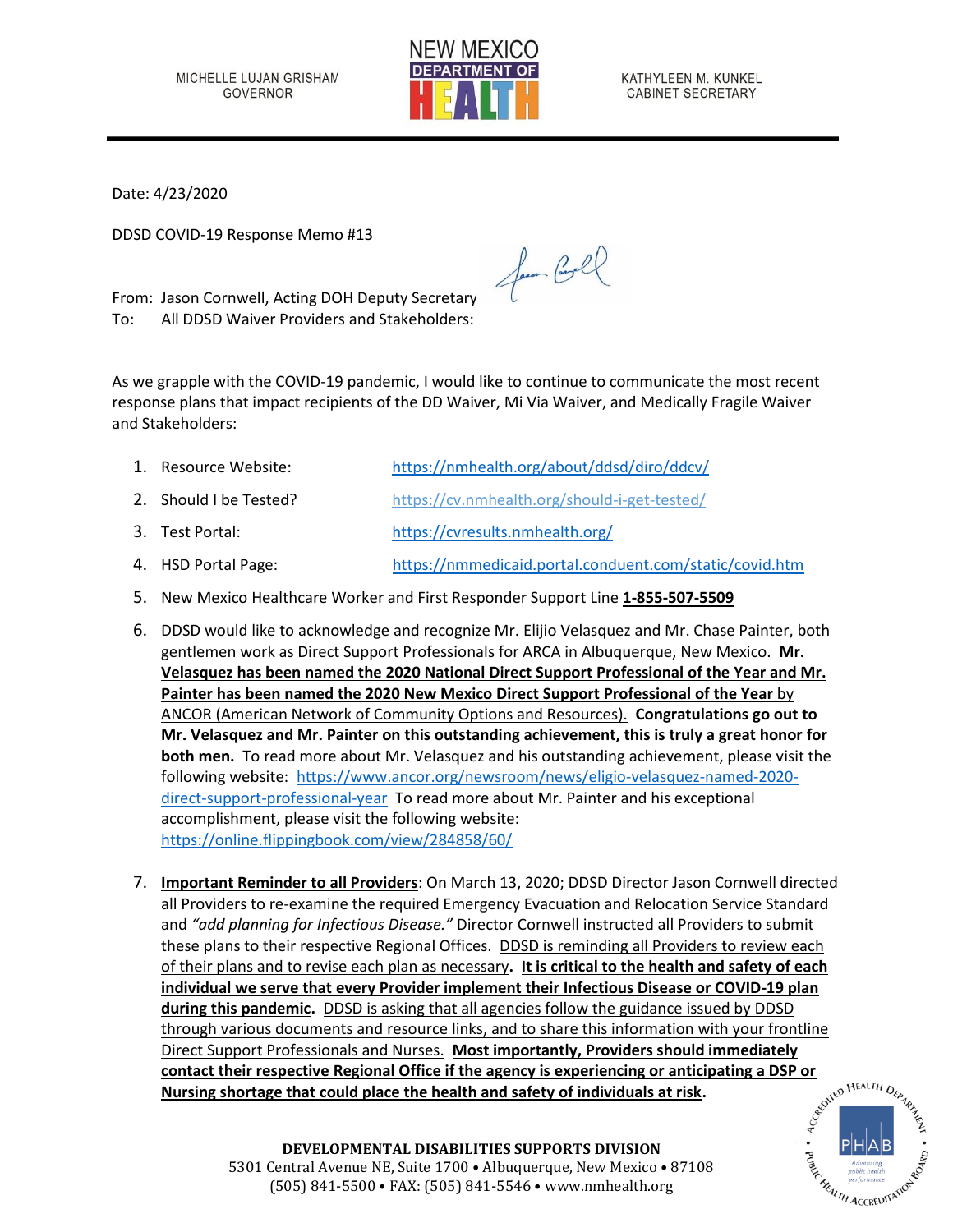MICHELLE LUJAN GRISHAM
GOVERNOR

NEW MEXICO DEPARTMENT OF HEALTH

KATHYLEEN M. KUNKEL
CABINET SECRETARY

Date: 4/23/2020

DDSD COVID-19 Response Memo #13

From: Jason Cornwell, Acting DOH Deputy Secretary
To: All DDSD Waiver Providers and Stakeholders:

As we grapple with the COVID-19 pandemic, I would like to continue to communicate the most recent response plans that impact recipients of the DD Waiver, Mi Via Waiver, and Medically Fragile Waiver and Stakeholders:

1. Resource Website: https://nmhealth.org/about/ddsd/diro/ddcv/
2. Should I be Tested? https://cv.nmhealth.org/should-i-get-tested/
3. Test Portal: https://cvresults.nmhealth.org/
4. HSD Portal Page: https://nmmedicaid.portal.conduent.com/static/covid.htm
5. New Mexico Healthcare Worker and First Responder Support Line **1-855-507-5509**
6. DDSD would like to acknowledge and recognize Mr. Elijio Velasquez and Mr. Chase Painter, both gentlemen work as Direct Support Professionals for ARCA in Albuquerque, New Mexico. **Mr. Velasquez has been named the 2020 National Direct Support Professional of the Year and Mr. Painter has been named the 2020 New Mexico Direct Support Professional of the Year** by ANCOR (American Network of Community Options and Resources). **Congratulations go out to Mr. Velasquez and Mr. Painter on this outstanding achievement, this is truly a great honor for both men.** To read more about Mr. Velasquez and his outstanding achievement, please visit the following website: https://www.ancor.org/newsroom/news/eligio-velasquez-named-2020-direct-support-professional-year To read more about Mr. Painter and his exceptional accomplishment, please visit the following website: https://online.flippingbook.com/view/284858/60/
7. **Important Reminder to all Providers**: On March 13, 2020; DDSD Director Jason Cornwell directed all Providers to re-examine the required Emergency Evacuation and Relocation Service Standard and *"add planning for Infectious Disease."* Director Cornwell instructed all Providers to submit these plans to their respective Regional Offices. DDSD is reminding all Providers to review each of their plans and to revise each plan as necessary**. It is critical to the health and safety of each individual we serve that every Provider implement their Infectious Disease or COVID-19 plan during this pandemic.** DDSD is asking that all agencies follow the guidance issued by DDSD through various documents and resource links, and to share this information with your frontline Direct Support Professionals and Nurses. **Most importantly, Providers should immediately contact their respective Regional Office if the agency is experiencing or anticipating a DSP or Nursing shortage that could place the health and safety of individuals at risk.**

**DEVELOPMENTAL DISABILITIES SUPPORTS DIVISION**
5301 Central Avenue NE, Suite 1700 • Albuquerque, New Mexico • 87108
(505) 841-5500 • FAX: (505) 841-5546 • www.nmhealth.org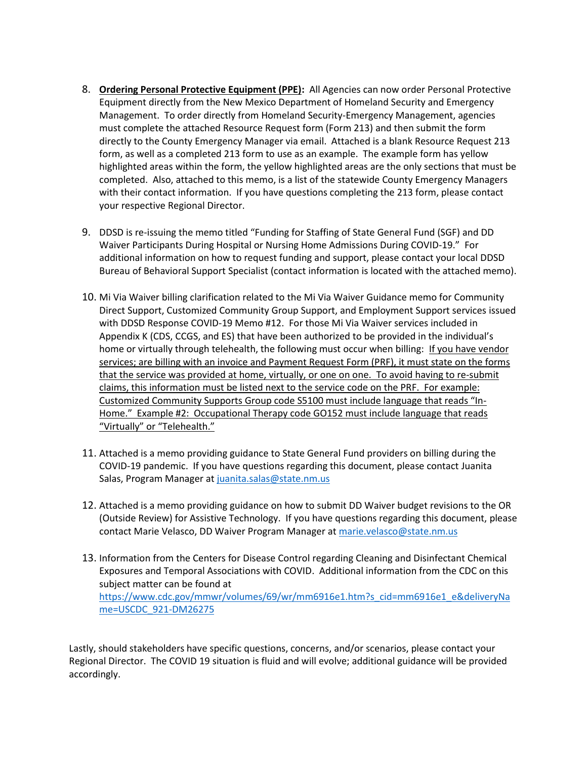8. **Ordering Personal Protective Equipment (PPE):** All Agencies can now order Personal Protective Equipment directly from the New Mexico Department of Homeland Security and Emergency Management. To order directly from Homeland Security-Emergency Management, agencies must complete the attached Resource Request form (Form 213) and then submit the form directly to the County Emergency Manager via email. Attached is a blank Resource Request 213 form, as well as a completed 213 form to use as an example. The example form has yellow highlighted areas within the form, the yellow highlighted areas are the only sections that must be completed. Also, attached to this memo, is a list of the statewide County Emergency Managers with their contact information. If you have questions completing the 213 form, please contact your respective Regional Director.

9. DDSD is re-issuing the memo titled "Funding for Staffing of State General Fund (SGF) and DD Waiver Participants During Hospital or Nursing Home Admissions During COVID-19." For additional information on how to request funding and support, please contact your local DDSD Bureau of Behavioral Support Specialist (contact information is located with the attached memo).

10. Mi Via Waiver billing clarification related to the Mi Via Waiver Guidance memo for Community Direct Support, Customized Community Group Support, and Employment Support services issued with DDSD Response COVID-19 Memo #12. For those Mi Via Waiver services included in Appendix K (CDS, CCGS, and ES) that have been authorized to be provided in the individual's home or virtually through telehealth, the following must occur when billing: <u>If you have vendor services; are billing with an invoice and Payment Request Form (PRF), it must state on the forms that the service was provided at home, virtually, or one on one. To avoid having to re-submit claims, this information must be listed next to the service code on the PRF. For example: Customized Community Supports Group code S5100 must include language that reads "In-Home." Example #2: Occupational Therapy code GO152 must include language that reads "Virtually" or "Telehealth."</u>

11. Attached is a memo providing guidance to State General Fund providers on billing during the COVID-19 pandemic. If you have questions regarding this document, please contact Juanita Salas, Program Manager at juanita.salas@state.nm.us

12. Attached is a memo providing guidance on how to submit DD Waiver budget revisions to the OR (Outside Review) for Assistive Technology. If you have questions regarding this document, please contact Marie Velasco, DD Waiver Program Manager at marie.velasco@state.nm.us

13. Information from the Centers for Disease Control regarding Cleaning and Disinfectant Chemical Exposures and Temporal Associations with COVID. Additional information from the CDC on this subject matter can be found at https://www.cdc.gov/mmwr/volumes/69/wr/mm6916e1.htm?s_cid=mm6916e1_e&deliveryName=USCDC_921-DM26275

Lastly, should stakeholders have specific questions, concerns, and/or scenarios, please contact your Regional Director. The COVID 19 situation is fluid and will evolve; additional guidance will be provided accordingly.